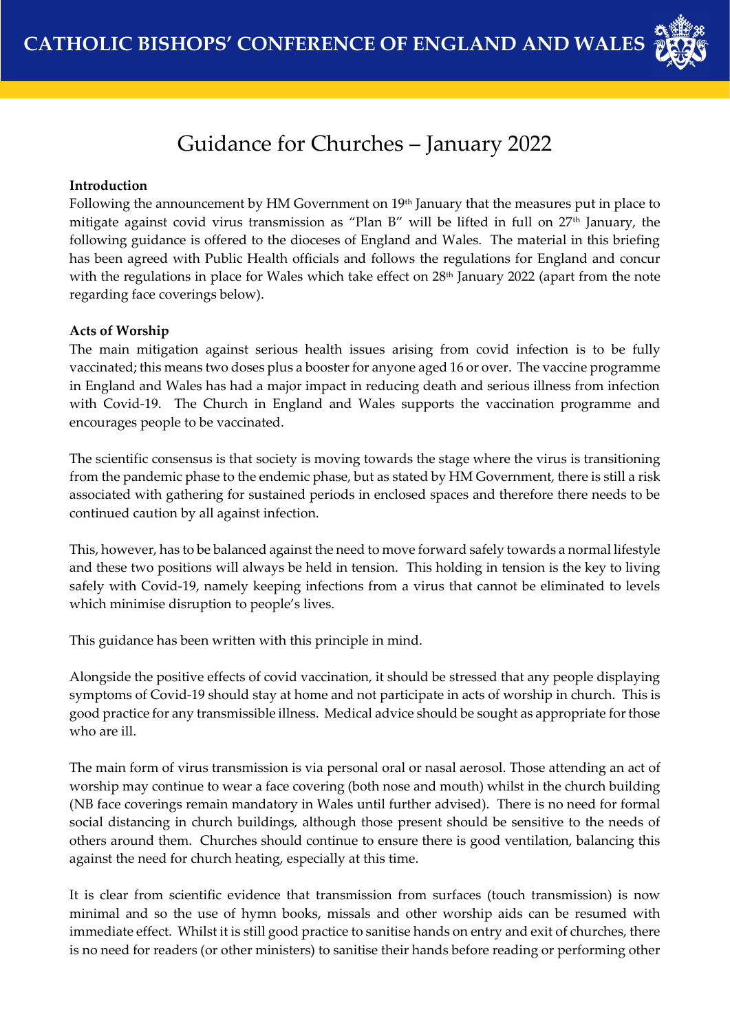CATHOLIC BISHOPS' CONFERENCE OF ENGLAND AND WALES

# Guidance for Churches – January 2022

**Introduction**

Following the announcement by HM Government on 19th January that the measures put in place to mitigate against covid virus transmission as "Plan B" will be lifted in full on 27th January, the following guidance is offered to the dioceses of England and Wales. The material in this briefing has been agreed with Public Health officials and follows the regulations for England and concur with the regulations in place for Wales which take effect on 28th January 2022 (apart from the note regarding face coverings below).

**Acts of Worship**

The main mitigation against serious health issues arising from covid infection is to be fully vaccinated; this means two doses plus a booster for anyone aged 16 or over. The vaccine programme in England and Wales has had a major impact in reducing death and serious illness from infection with Covid-19. The Church in England and Wales supports the vaccination programme and encourages people to be vaccinated.

The scientific consensus is that society is moving towards the stage where the virus is transitioning from the pandemic phase to the endemic phase, but as stated by HM Government, there is still a risk associated with gathering for sustained periods in enclosed spaces and therefore there needs to be continued caution by all against infection.

This, however, has to be balanced against the need to move forward safely towards a normal lifestyle and these two positions will always be held in tension. This holding in tension is the key to living safely with Covid-19, namely keeping infections from a virus that cannot be eliminated to levels which minimise disruption to people's lives.

This guidance has been written with this principle in mind.

Alongside the positive effects of covid vaccination, it should be stressed that any people displaying symptoms of Covid-19 should stay at home and not participate in acts of worship in church. This is good practice for any transmissible illness. Medical advice should be sought as appropriate for those who are ill.

The main form of virus transmission is via personal oral or nasal aerosol. Those attending an act of worship may continue to wear a face covering (both nose and mouth) whilst in the church building (NB face coverings remain mandatory in Wales until further advised). There is no need for formal social distancing in church buildings, although those present should be sensitive to the needs of others around them. Churches should continue to ensure there is good ventilation, balancing this against the need for church heating, especially at this time.

It is clear from scientific evidence that transmission from surfaces (touch transmission) is now minimal and so the use of hymn books, missals and other worship aids can be resumed with immediate effect. Whilst it is still good practice to sanitise hands on entry and exit of churches, there is no need for readers (or other ministers) to sanitise their hands before reading or performing other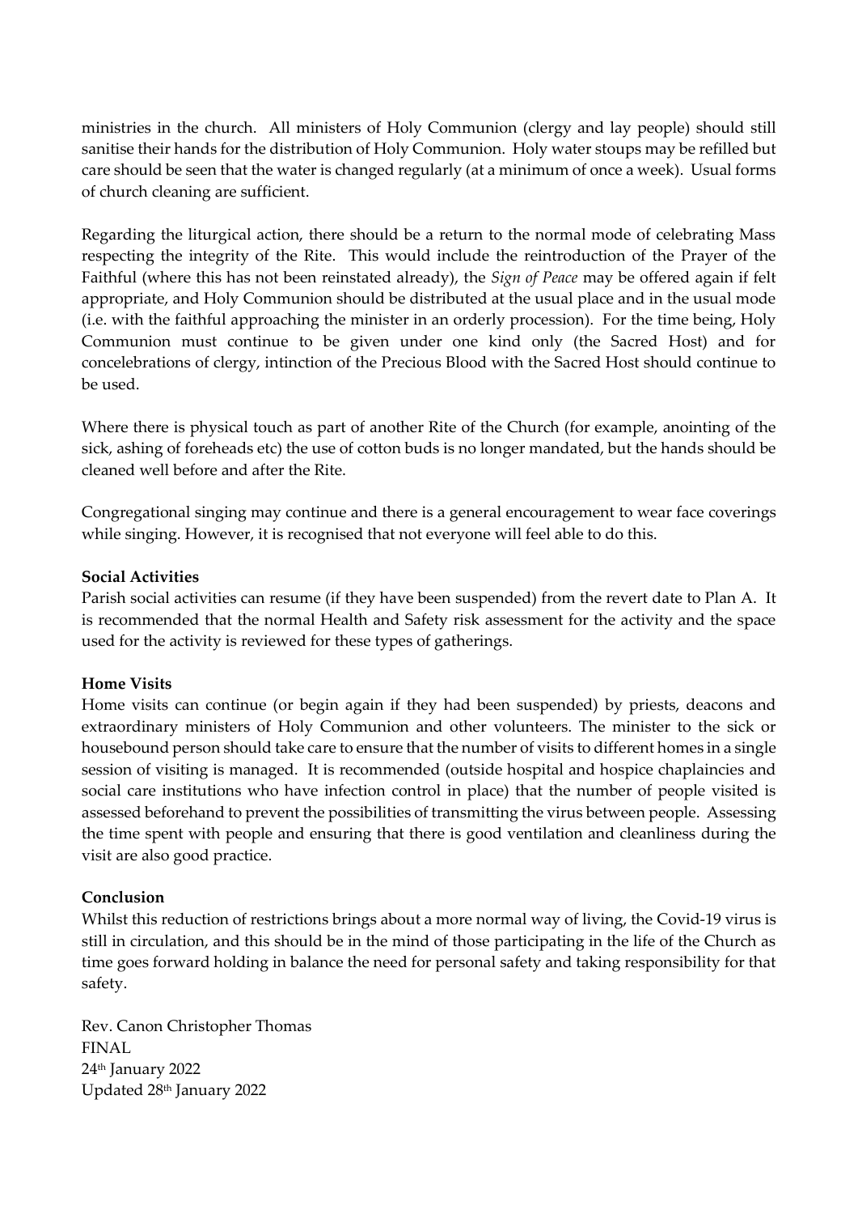ministries in the church. All ministers of Holy Communion (clergy and lay people) should still sanitise their hands for the distribution of Holy Communion. Holy water stoups may be refilled but care should be seen that the water is changed regularly (at a minimum of once a week). Usual forms of church cleaning are sufficient.

Regarding the liturgical action, there should be a return to the normal mode of celebrating Mass respecting the integrity of the Rite. This would include the reintroduction of the Prayer of the Faithful (where this has not been reinstated already), the *Sign of Peace* may be offered again if felt appropriate, and Holy Communion should be distributed at the usual place and in the usual mode (i.e. with the faithful approaching the minister in an orderly procession). For the time being, Holy Communion must continue to be given under one kind only (the Sacred Host) and for concelebrations of clergy, intinction of the Precious Blood with the Sacred Host should continue to be used.

Where there is physical touch as part of another Rite of the Church (for example, anointing of the sick, ashing of foreheads etc) the use of cotton buds is no longer mandated, but the hands should be cleaned well before and after the Rite.

Congregational singing may continue and there is a general encouragement to wear face coverings while singing. However, it is recognised that not everyone will feel able to do this.

**Social Activities**

Parish social activities can resume (if they have been suspended) from the revert date to Plan A. It is recommended that the normal Health and Safety risk assessment for the activity and the space used for the activity is reviewed for these types of gatherings.

**Home Visits**

Home visits can continue (or begin again if they had been suspended) by priests, deacons and extraordinary ministers of Holy Communion and other volunteers. The minister to the sick or housebound person should take care to ensure that the number of visits to different homes in a single session of visiting is managed. It is recommended (outside hospital and hospice chaplaincies and social care institutions who have infection control in place) that the number of people visited is assessed beforehand to prevent the possibilities of transmitting the virus between people. Assessing the time spent with people and ensuring that there is good ventilation and cleanliness during the visit are also good practice.

**Conclusion**

Whilst this reduction of restrictions brings about a more normal way of living, the Covid-19 virus is still in circulation, and this should be in the mind of those participating in the life of the Church as time goes forward holding in balance the need for personal safety and taking responsibility for that safety.

Rev. Canon Christopher Thomas
FINAL
24th January 2022
Updated 28th January 2022